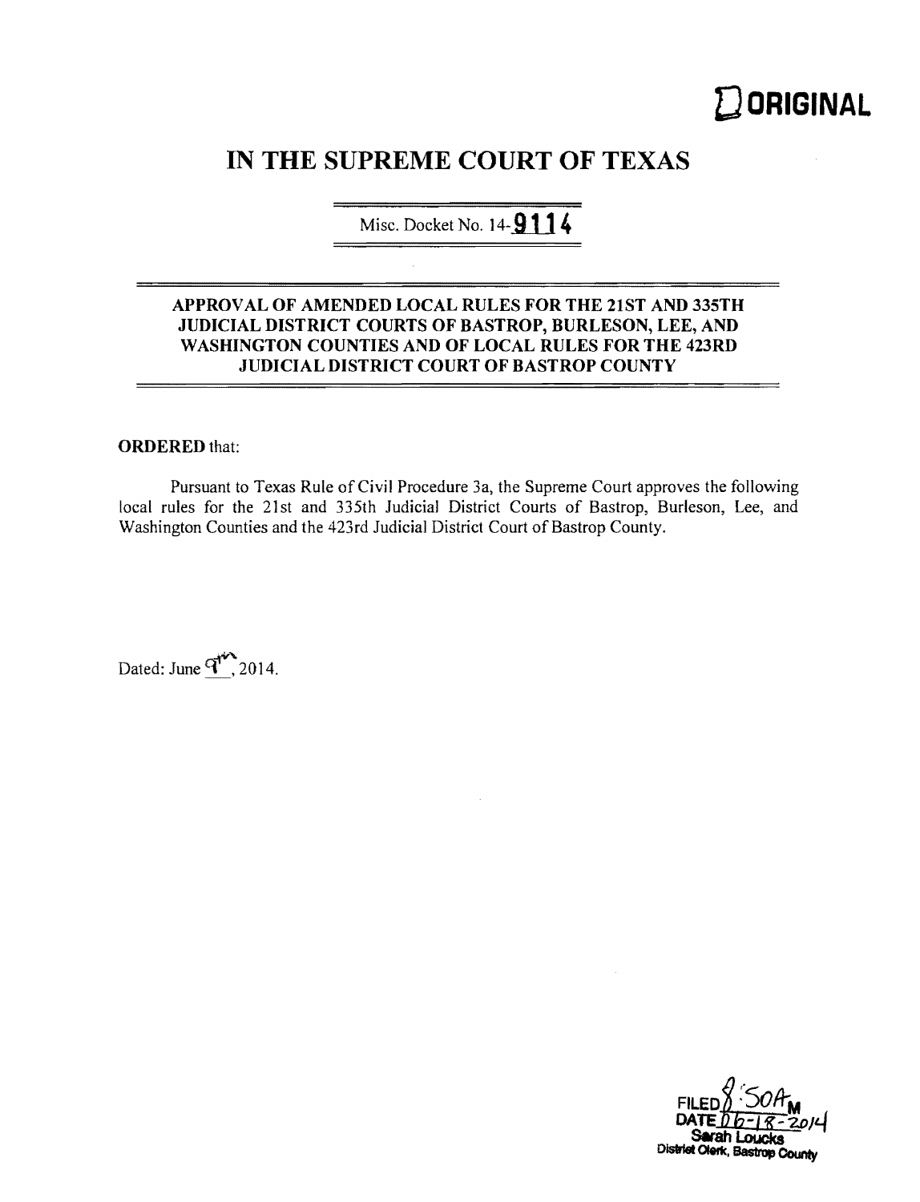**ORIGINAL**

# IN THE SUPREME COURT OF TEXAS

Misc. Docket No. 14-9114

**APPROVAL OF AMENDED LOCAL RULES FOR THE 21ST AND 335TH JUDICIAL DISTRICT COURTS OF BASTROP, BURLESON, LEE, AND WASHINGTON COUNTIES AND OF LOCAL RULES FOR THE 423RD JUDICIAL DISTRICT COURT OF BASTROP COUNTY**

**ORDERED** that:

Pursuant to Texas Rule of Civil Procedure 3a, the Supreme Court approves the following local rules for the 21st and 335th Judicial District Courts of Bastrop, Burleson, Lee, and Washington Counties and the 423rd Judicial District Court of Bastrop County.

Dated: June 9th, 2014.

FILED 8:50 AM
DATE 06-18-2014
Sarah Loucks
District Clerk, Bastrop County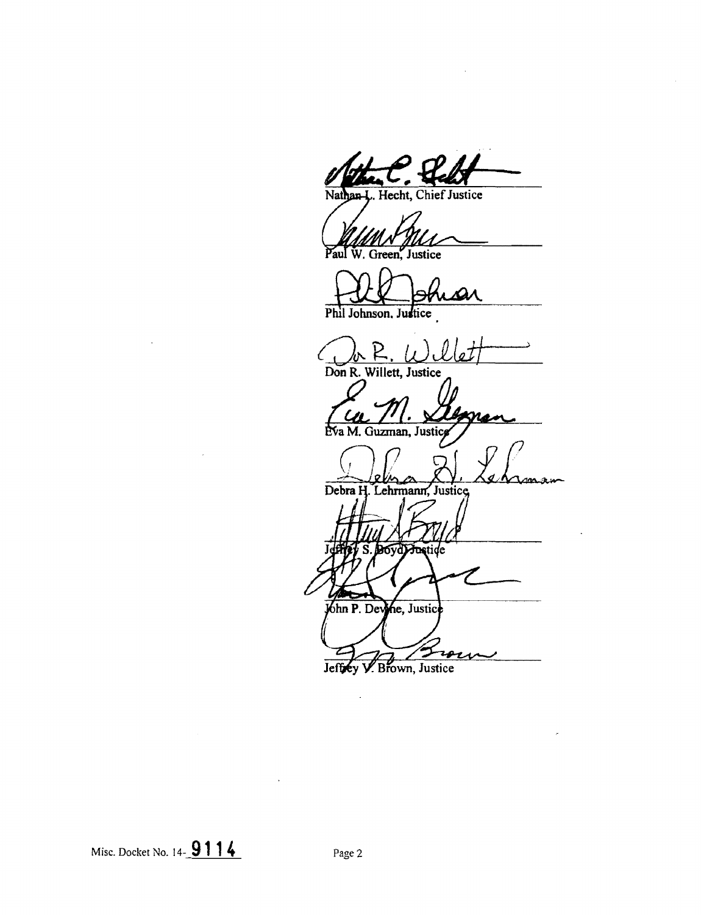Nathan L. Hecht, Chief Justice

Paul W. Green, Justice

Phil Johnson, Justice

Don R. Willett, Justice

Eva M. Guzman, Justice

Debra H. Lehrmann, Justice

Jeffrey S. Boyd, Justice

John P. Devine, Justice

Jeffrey V. Brown, Justice

Misc. Docket No. 14-9114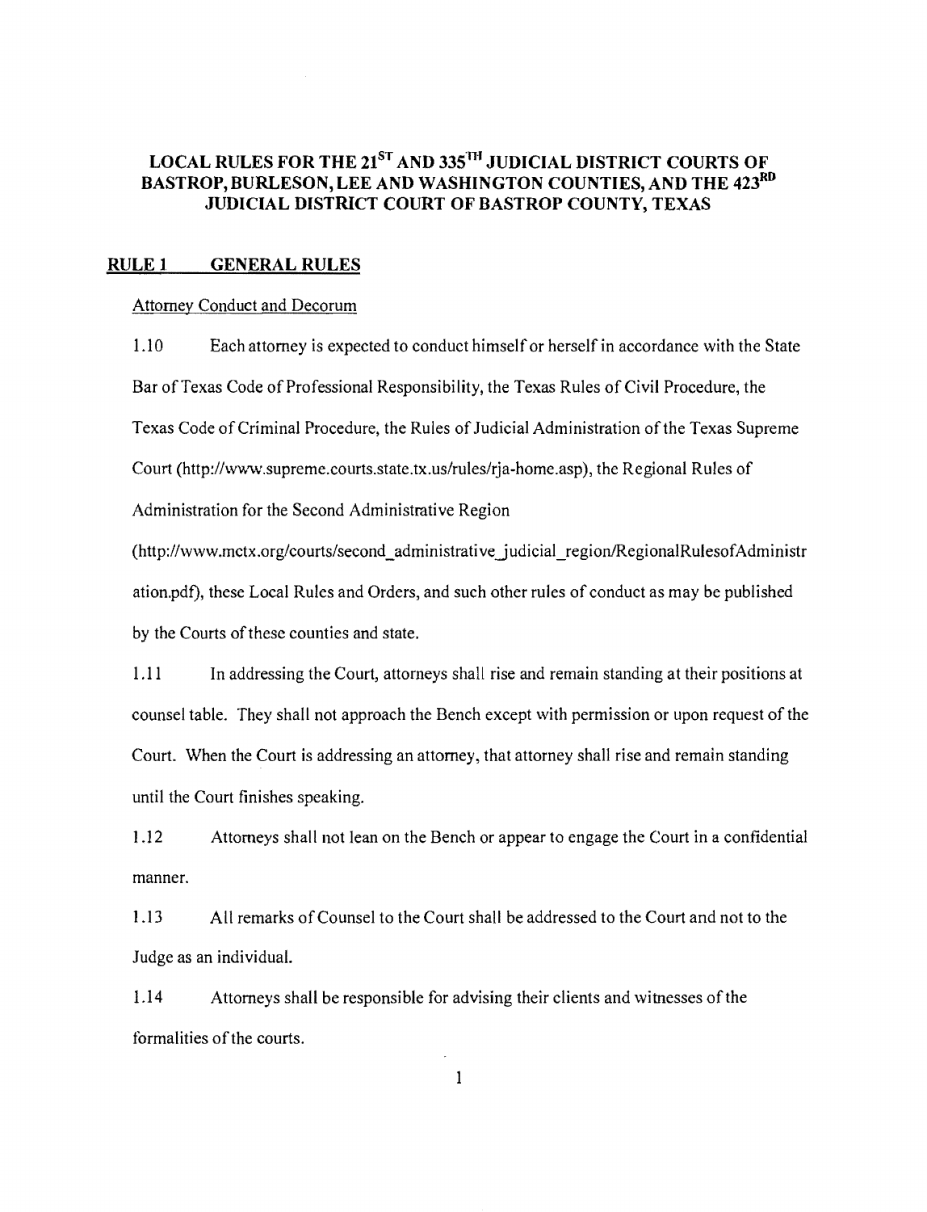# LOCAL RULES FOR THE 21ST AND 335TH JUDICIAL DISTRICT COURTS OF BASTROP, BURLESON, LEE AND WASHINGTON COUNTIES, AND THE 423RD JUDICIAL DISTRICT COURT OF BASTROP COUNTY, TEXAS

## RULE 1 GENERAL RULES

Attorney Conduct and Decorum

1.10 Each attorney is expected to conduct himself or herself in accordance with the State Bar of Texas Code of Professional Responsibility, the Texas Rules of Civil Procedure, the Texas Code of Criminal Procedure, the Rules of Judicial Administration of the Texas Supreme Court (http://www.supreme.courts.state.tx.us/rules/rja-home.asp), the Regional Rules of Administration for the Second Administrative Region (http://www.mctx.org/courts/second_administrative_judicial_region/RegionalRulesofAdministration.pdf), these Local Rules and Orders, and such other rules of conduct as may be published by the Courts of these counties and state.

1.11 In addressing the Court, attorneys shall rise and remain standing at their positions at counsel table. They shall not approach the Bench except with permission or upon request of the Court. When the Court is addressing an attorney, that attorney shall rise and remain standing until the Court finishes speaking.

1.12 Attorneys shall not lean on the Bench or appear to engage the Court in a confidential manner.

1.13 All remarks of Counsel to the Court shall be addressed to the Court and not to the Judge as an individual.

1.14 Attorneys shall be responsible for advising their clients and witnesses of the formalities of the courts.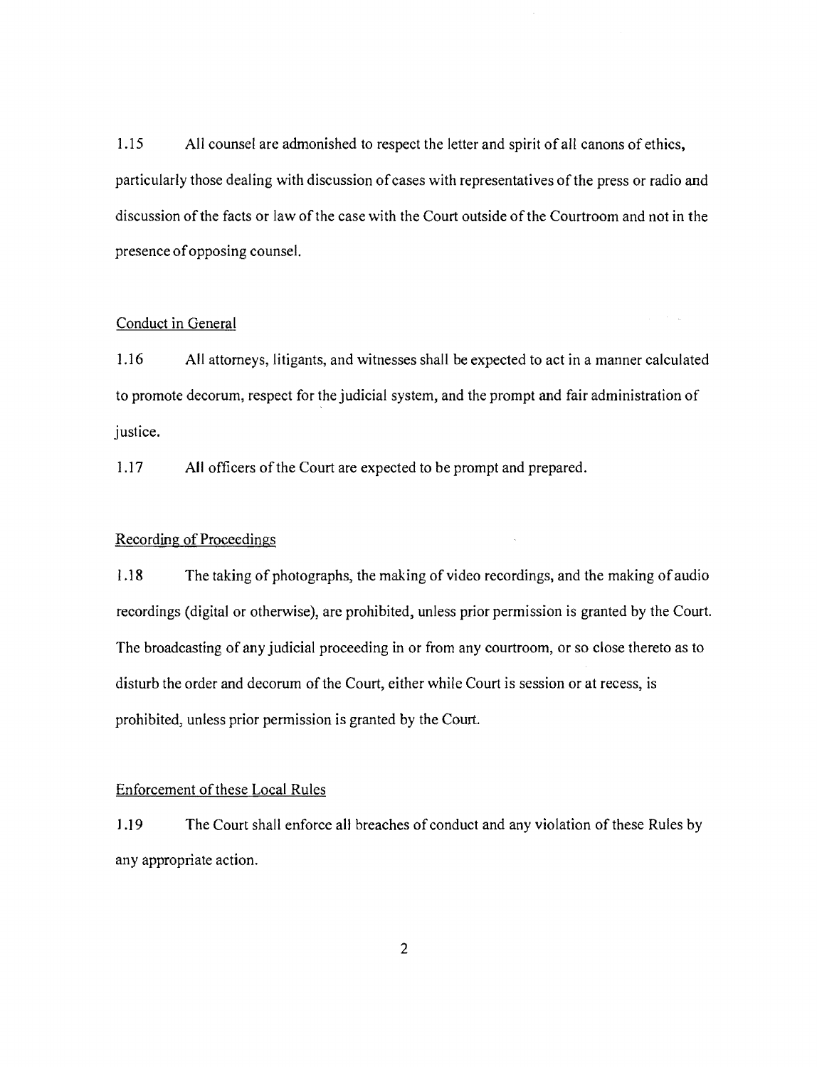1.15 All counsel are admonished to respect the letter and spirit of all canons of ethics, particularly those dealing with discussion of cases with representatives of the press or radio and discussion of the facts or law of the case with the Court outside of the Courtroom and not in the presence of opposing counsel.

Conduct in General

1.16 All attorneys, litigants, and witnesses shall be expected to act in a manner calculated to promote decorum, respect for the judicial system, and the prompt and fair administration of justice.

1.17 All officers of the Court are expected to be prompt and prepared.

Recording of Proceedings

1.18 The taking of photographs, the making of video recordings, and the making of audio recordings (digital or otherwise), are prohibited, unless prior permission is granted by the Court. The broadcasting of any judicial proceeding in or from any courtroom, or so close thereto as to disturb the order and decorum of the Court, either while Court is session or at recess, is prohibited, unless prior permission is granted by the Court.

Enforcement of these Local Rules

1.19 The Court shall enforce all breaches of conduct and any violation of these Rules by any appropriate action.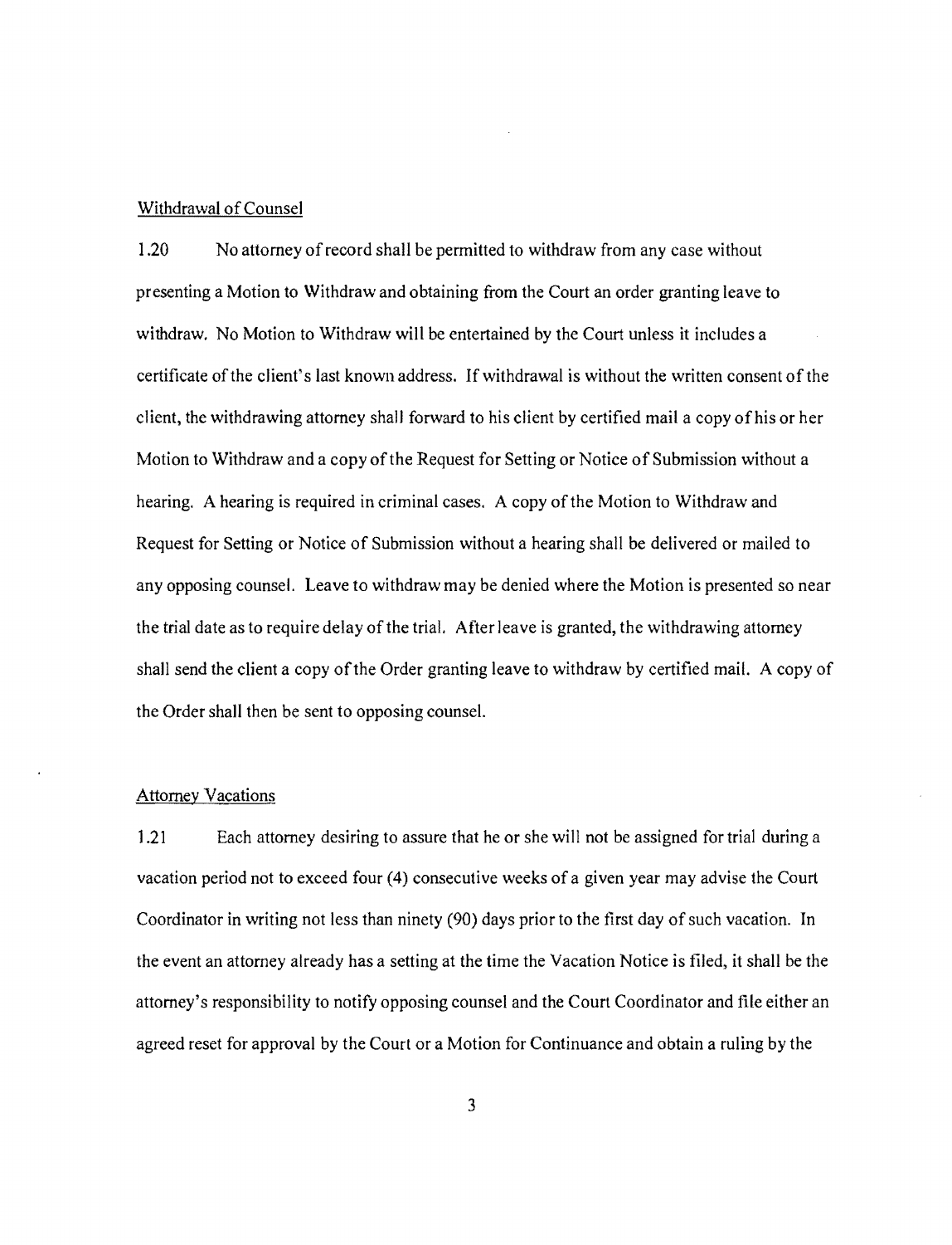Withdrawal of Counsel

1.20 No attorney of record shall be permitted to withdraw from any case without presenting a Motion to Withdraw and obtaining from the Court an order granting leave to withdraw. No Motion to Withdraw will be entertained by the Court unless it includes a certificate of the client's last known address. If withdrawal is without the written consent of the client, the withdrawing attorney shall forward to his client by certified mail a copy of his or her Motion to Withdraw and a copy of the Request for Setting or Notice of Submission without a hearing. A hearing is required in criminal cases. A copy of the Motion to Withdraw and Request for Setting or Notice of Submission without a hearing shall be delivered or mailed to any opposing counsel. Leave to withdraw may be denied where the Motion is presented so near the trial date as to require delay of the trial. After leave is granted, the withdrawing attorney shall send the client a copy of the Order granting leave to withdraw by certified mail. A copy of the Order shall then be sent to opposing counsel.

Attorney Vacations

1.21 Each attorney desiring to assure that he or she will not be assigned for trial during a vacation period not to exceed four (4) consecutive weeks of a given year may advise the Court Coordinator in writing not less than ninety (90) days prior to the first day of such vacation. In the event an attorney already has a setting at the time the Vacation Notice is filed, it shall be the attorney's responsibility to notify opposing counsel and the Court Coordinator and file either an agreed reset for approval by the Court or a Motion for Continuance and obtain a ruling by the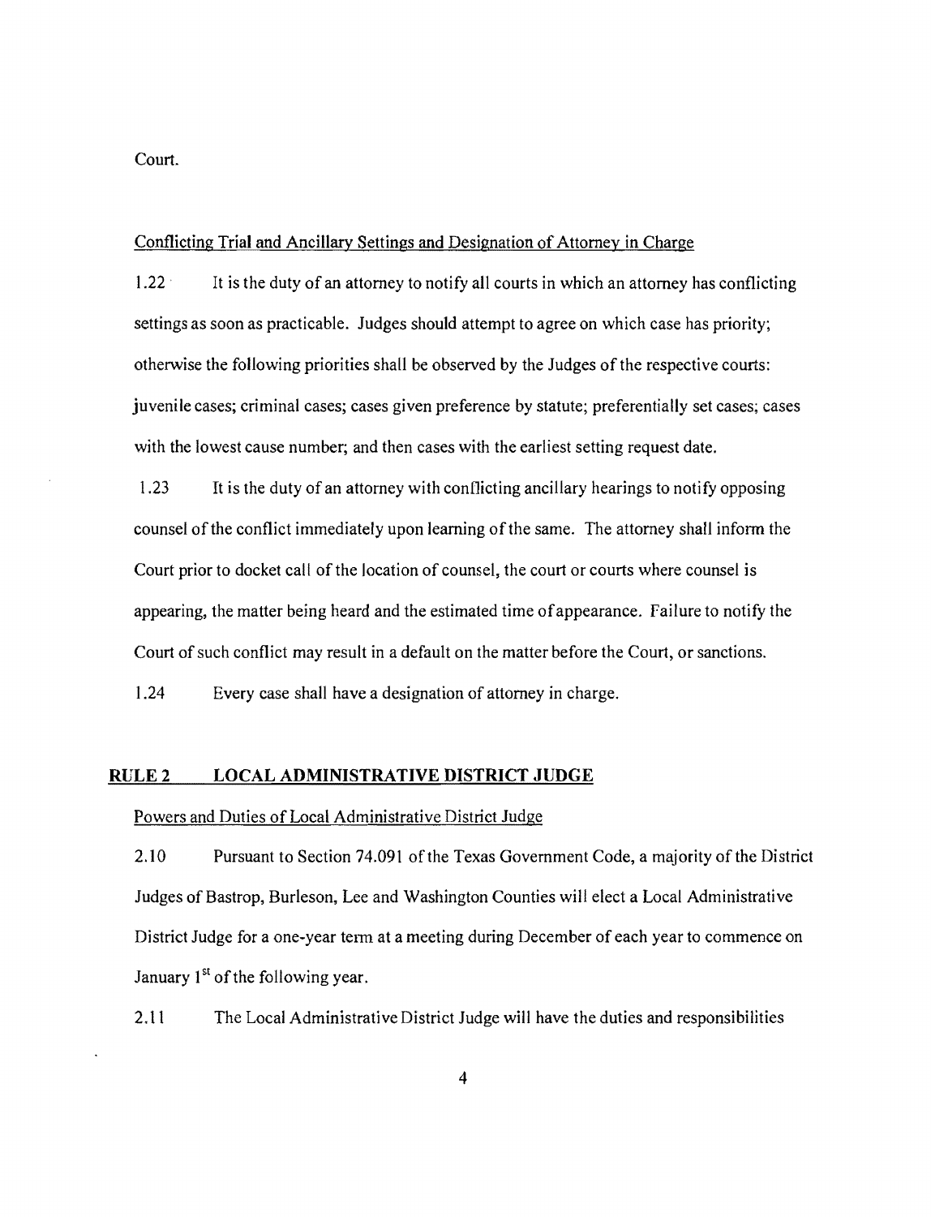Court.

Conflicting Trial and Ancillary Settings and Designation of Attorney in Charge

1.22 It is the duty of an attorney to notify all courts in which an attorney has conflicting settings as soon as practicable. Judges should attempt to agree on which case has priority; otherwise the following priorities shall be observed by the Judges of the respective courts: juvenile cases; criminal cases; cases given preference by statute; preferentially set cases; cases with the lowest cause number; and then cases with the earliest setting request date.

1.23 It is the duty of an attorney with conflicting ancillary hearings to notify opposing counsel of the conflict immediately upon learning of the same. The attorney shall inform the Court prior to docket call of the location of counsel, the court or courts where counsel is appearing, the matter being heard and the estimated time of appearance. Failure to notify the Court of such conflict may result in a default on the matter before the Court, or sanctions.

1.24 Every case shall have a designation of attorney in charge.

## RULE 2 LOCAL ADMINISTRATIVE DISTRICT JUDGE

Powers and Duties of Local Administrative District Judge

2.10 Pursuant to Section 74.091 of the Texas Government Code, a majority of the District Judges of Bastrop, Burleson, Lee and Washington Counties will elect a Local Administrative District Judge for a one-year term at a meeting during December of each year to commence on January 1st of the following year.

2.11 The Local Administrative District Judge will have the duties and responsibilities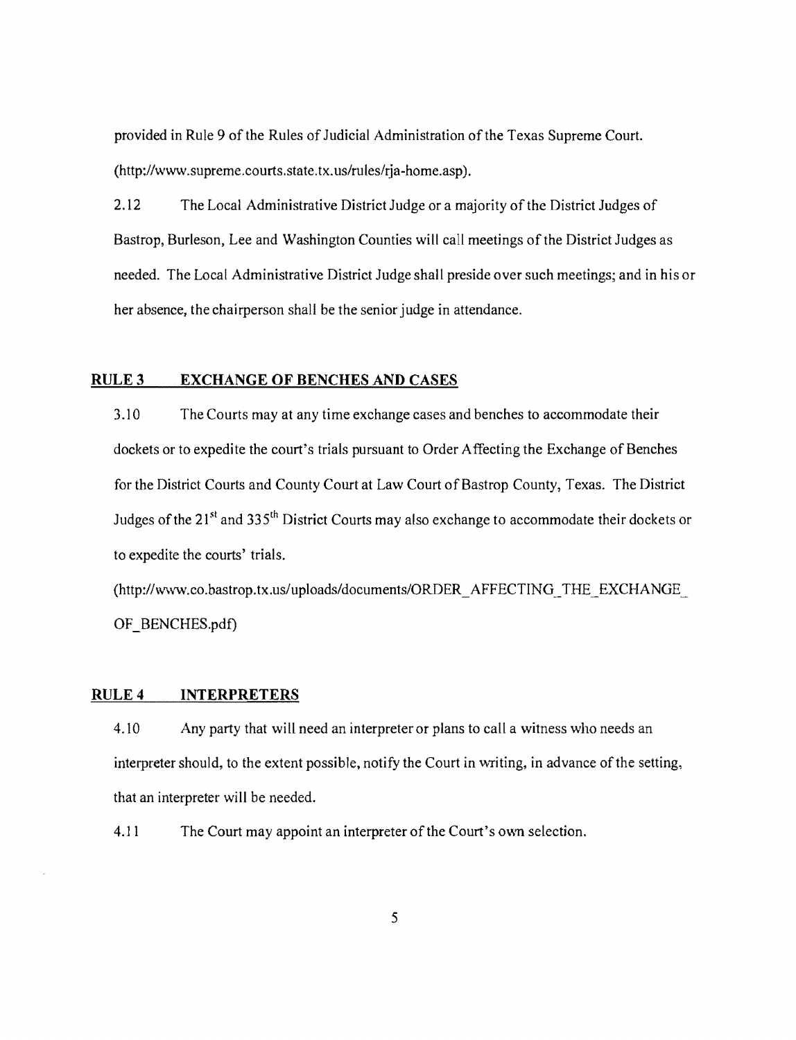provided in Rule 9 of the Rules of Judicial Administration of the Texas Supreme Court. (http://www.supreme.courts.state.tx.us/rules/rja-home.asp).

2.12 The Local Administrative District Judge or a majority of the District Judges of Bastrop, Burleson, Lee and Washington Counties will call meetings of the District Judges as needed. The Local Administrative District Judge shall preside over such meetings; and in his or her absence, the chairperson shall be the senior judge in attendance.

## RULE 3 EXCHANGE OF BENCHES AND CASES

3.10 The Courts may at any time exchange cases and benches to accommodate their dockets or to expedite the court's trials pursuant to Order Affecting the Exchange of Benches for the District Courts and County Court at Law Court of Bastrop County, Texas. The District Judges of the 21st and 335th District Courts may also exchange to accommodate their dockets or to expedite the courts' trials.

(http://www.co.bastrop.tx.us/uploads/documents/ORDER_AFFECTING_THE_EXCHANGE_OF_BENCHES.pdf)

## RULE 4 INTERPRETERS

4.10 Any party that will need an interpreter or plans to call a witness who needs an interpreter should, to the extent possible, notify the Court in writing, in advance of the setting, that an interpreter will be needed.

4.11 The Court may appoint an interpreter of the Court's own selection.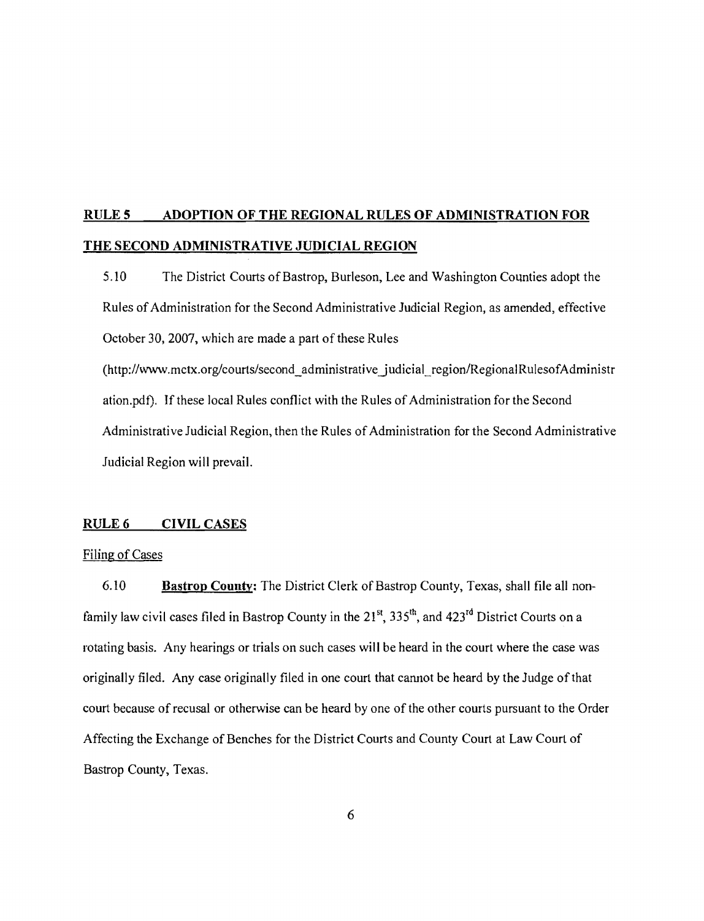## RULE 5 ADOPTION OF THE REGIONAL RULES OF ADMINISTRATION FOR THE SECOND ADMINISTRATIVE JUDICIAL REGION

5.10 The District Courts of Bastrop, Burleson, Lee and Washington Counties adopt the Rules of Administration for the Second Administrative Judicial Region, as amended, effective October 30, 2007, which are made a part of these Rules (http://www.mctx.org/courts/second_administrative_judicial_region/RegionalRulesofAdministration.pdf). If these local Rules conflict with the Rules of Administration for the Second Administrative Judicial Region, then the Rules of Administration for the Second Administrative Judicial Region will prevail.

## RULE 6 CIVIL CASES

Filing of Cases

6.10 **Bastrop County:** The District Clerk of Bastrop County, Texas, shall file all non-family law civil cases filed in Bastrop County in the 21st, 335th, and 423rd District Courts on a rotating basis. Any hearings or trials on such cases will be heard in the court where the case was originally filed. Any case originally filed in one court that cannot be heard by the Judge of that court because of recusal or otherwise can be heard by one of the other courts pursuant to the Order Affecting the Exchange of Benches for the District Courts and County Court at Law Court of Bastrop County, Texas.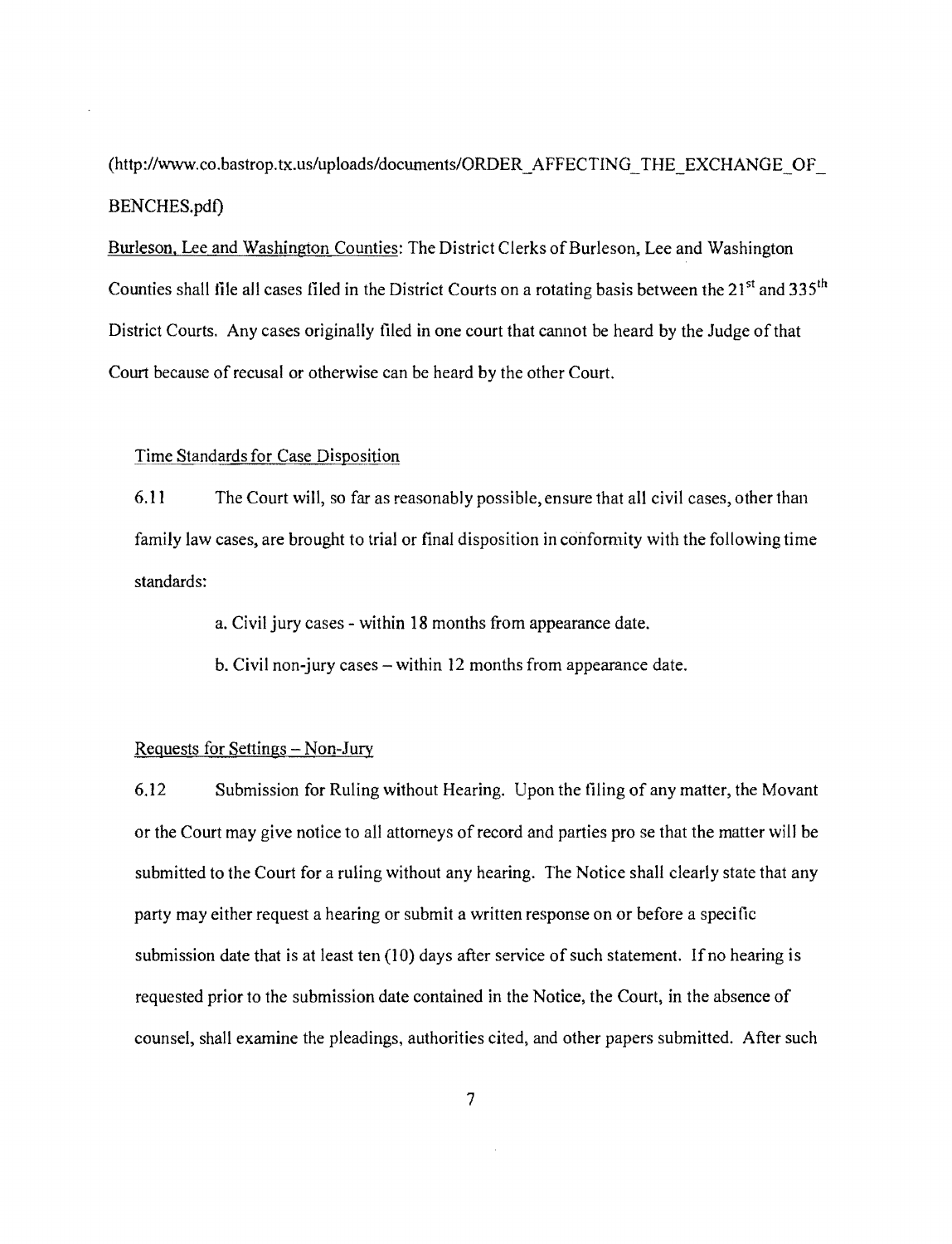(http://www.co.bastrop.tx.us/uploads/documents/ORDER_AFFECTING_THE_EXCHANGE_OF_BENCHES.pdf)

Burleson, Lee and Washington Counties: The District Clerks of Burleson, Lee and Washington Counties shall file all cases filed in the District Courts on a rotating basis between the 21st and 335th District Courts. Any cases originally filed in one court that cannot be heard by the Judge of that Court because of recusal or otherwise can be heard by the other Court.

Time Standards for Case Disposition

6.11 The Court will, so far as reasonably possible, ensure that all civil cases, other than family law cases, are brought to trial or final disposition in conformity with the following time standards:

a. Civil jury cases - within 18 months from appearance date.

b. Civil non-jury cases – within 12 months from appearance date.

Requests for Settings – Non-Jury

6.12 Submission for Ruling without Hearing. Upon the filing of any matter, the Movant or the Court may give notice to all attorneys of record and parties pro se that the matter will be submitted to the Court for a ruling without any hearing. The Notice shall clearly state that any party may either request a hearing or submit a written response on or before a specific submission date that is at least ten (10) days after service of such statement. If no hearing is requested prior to the submission date contained in the Notice, the Court, in the absence of counsel, shall examine the pleadings, authorities cited, and other papers submitted. After such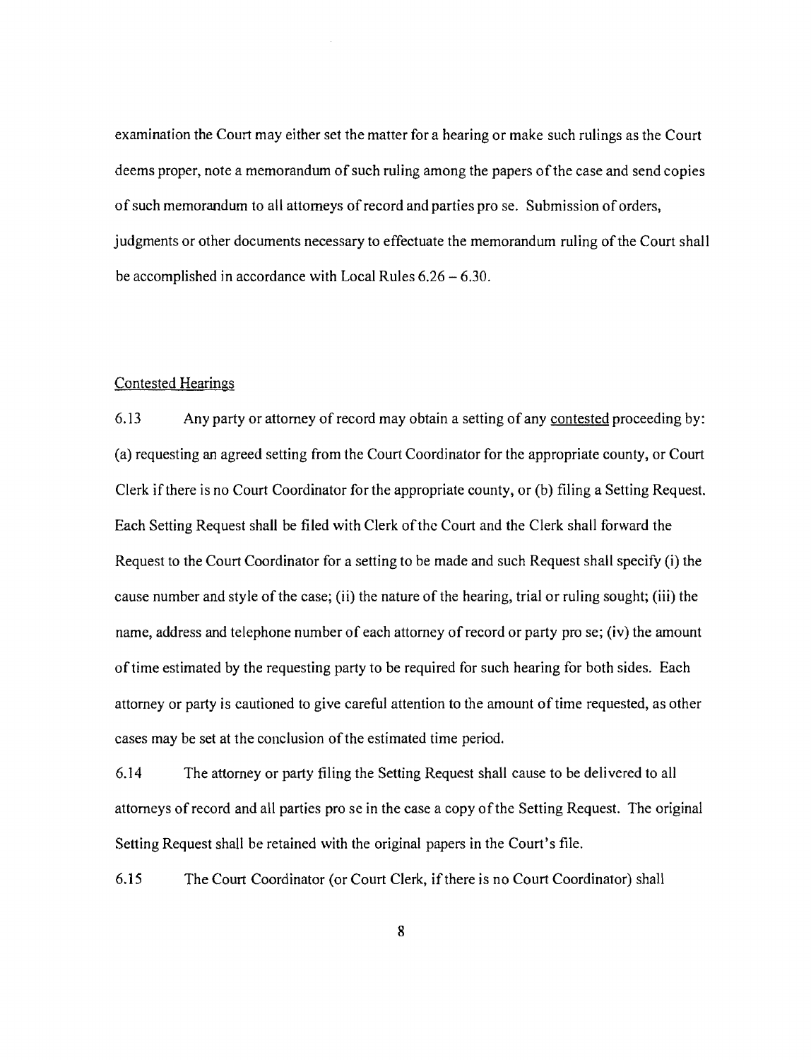examination the Court may either set the matter for a hearing or make such rulings as the Court deems proper, note a memorandum of such ruling among the papers of the case and send copies of such memorandum to all attorneys of record and parties pro se. Submission of orders, judgments or other documents necessary to effectuate the memorandum ruling of the Court shall be accomplished in accordance with Local Rules 6.26 – 6.30.

<u>Contested Hearings</u>

6.13 Any party or attorney of record may obtain a setting of any <u>contested</u> proceeding by: (a) requesting an agreed setting from the Court Coordinator for the appropriate county, or Court Clerk if there is no Court Coordinator for the appropriate county, or (b) filing a Setting Request. Each Setting Request shall be filed with Clerk of the Court and the Clerk shall forward the Request to the Court Coordinator for a setting to be made and such Request shall specify (i) the cause number and style of the case; (ii) the nature of the hearing, trial or ruling sought; (iii) the name, address and telephone number of each attorney of record or party pro se; (iv) the amount of time estimated by the requesting party to be required for such hearing for both sides. Each attorney or party is cautioned to give careful attention to the amount of time requested, as other cases may be set at the conclusion of the estimated time period.

6.14 The attorney or party filing the Setting Request shall cause to be delivered to all attorneys of record and all parties pro se in the case a copy of the Setting Request. The original Setting Request shall be retained with the original papers in the Court's file.

6.15 The Court Coordinator (or Court Clerk, if there is no Court Coordinator) shall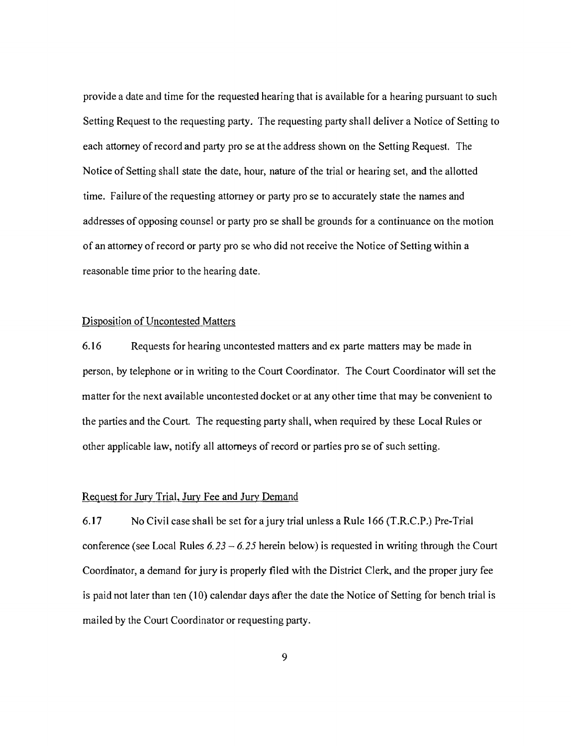provide a date and time for the requested hearing that is available for a hearing pursuant to such Setting Request to the requesting party. The requesting party shall deliver a Notice of Setting to each attorney of record and party pro se at the address shown on the Setting Request. The Notice of Setting shall state the date, hour, nature of the trial or hearing set, and the allotted time. Failure of the requesting attorney or party pro se to accurately state the names and addresses of opposing counsel or party pro se shall be grounds for a continuance on the motion of an attorney of record or party pro se who did not receive the Notice of Setting within a reasonable time prior to the hearing date.

<u>Disposition of Uncontested Matters</u>

6.16 Requests for hearing uncontested matters and ex parte matters may be made in person, by telephone or in writing to the Court Coordinator. The Court Coordinator will set the matter for the next available uncontested docket or at any other time that may be convenient to the parties and the Court. The requesting party shall, when required by these Local Rules or other applicable law, notify all attorneys of record or parties pro se of such setting.

<u>Request for Jury Trial, Jury Fee and Jury Demand</u>

6.17 No Civil case shall be set for a jury trial unless a Rule 166 (T.R.C.P.) Pre-Trial conference (see Local Rules *6.23 – 6.25* herein below) is requested in writing through the Court Coordinator, a demand for jury is properly filed with the District Clerk, and the proper jury fee is paid not later than ten (10) calendar days after the date the Notice of Setting for bench trial is mailed by the Court Coordinator or requesting party.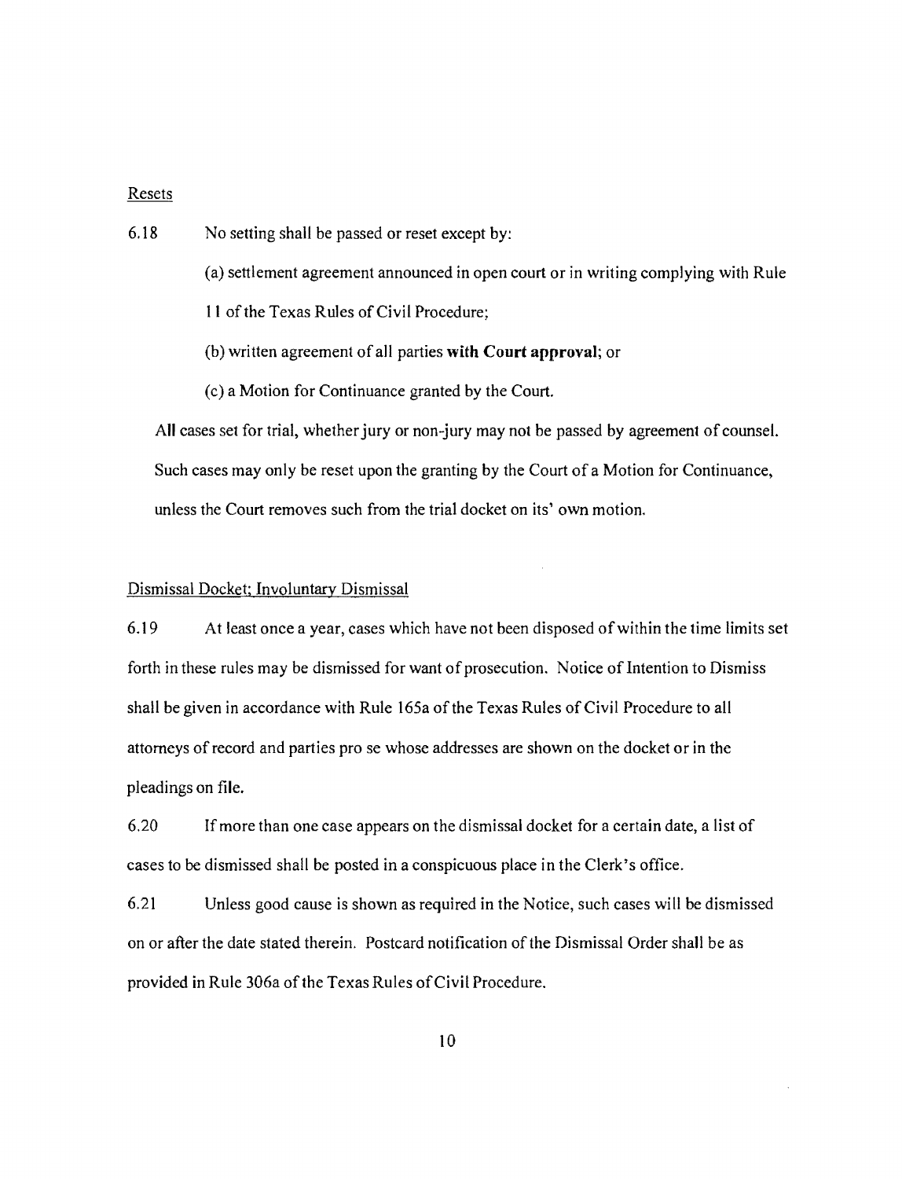Resets

6.18 No setting shall be passed or reset except by:

(a) settlement agreement announced in open court or in writing complying with Rule 11 of the Texas Rules of Civil Procedure;

(b) written agreement of all parties **with Court approval**; or

(c) a Motion for Continuance granted by the Court.

All cases set for trial, whether jury or non-jury may not be passed by agreement of counsel. Such cases may only be reset upon the granting by the Court of a Motion for Continuance, unless the Court removes such from the trial docket on its' own motion.

Dismissal Docket; Involuntary Dismissal

6.19 At least once a year, cases which have not been disposed of within the time limits set forth in these rules may be dismissed for want of prosecution. Notice of Intention to Dismiss shall be given in accordance with Rule 165a of the Texas Rules of Civil Procedure to all attorneys of record and parties pro se whose addresses are shown on the docket or in the pleadings on file.

6.20 If more than one case appears on the dismissal docket for a certain date, a list of cases to be dismissed shall be posted in a conspicuous place in the Clerk's office.

6.21 Unless good cause is shown as required in the Notice, such cases will be dismissed on or after the date stated therein. Postcard notification of the Dismissal Order shall be as provided in Rule 306a of the Texas Rules of Civil Procedure.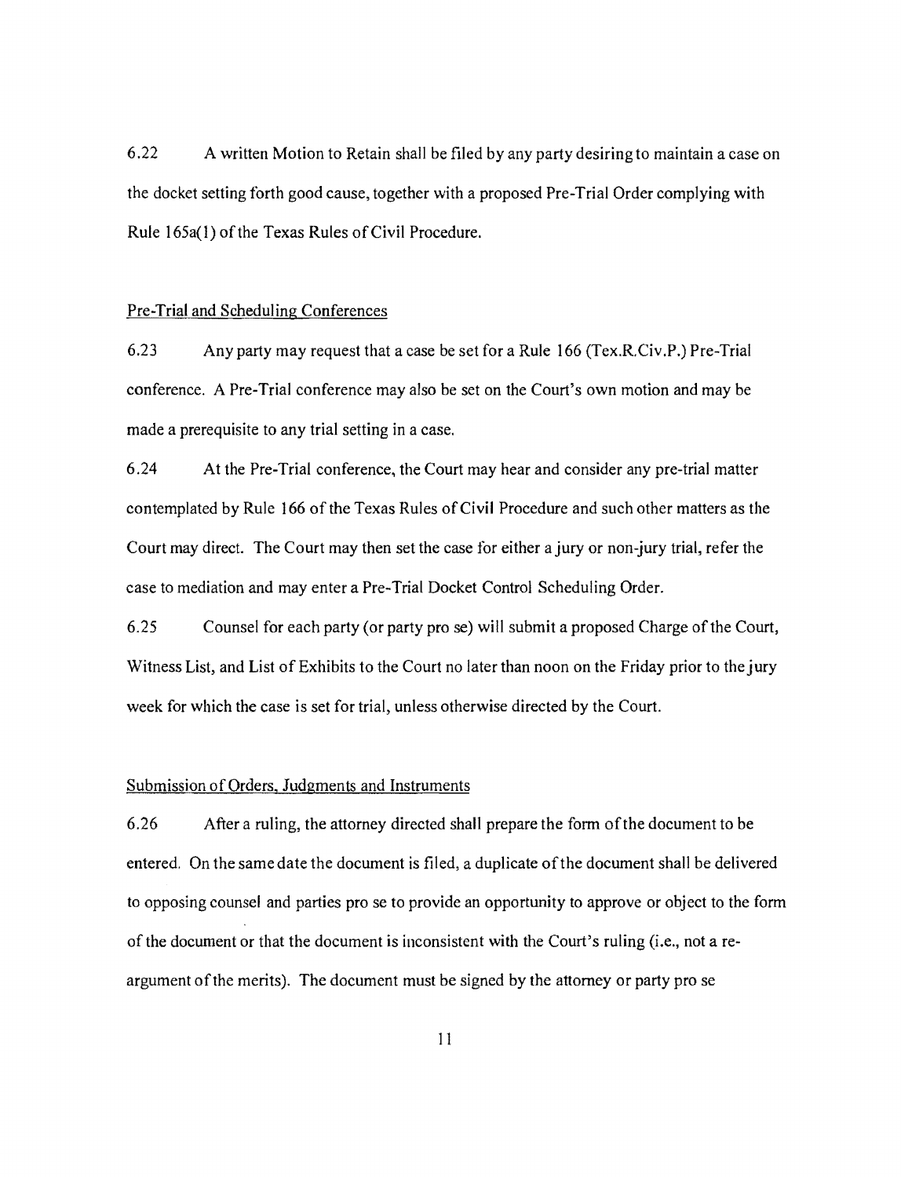6.22 A written Motion to Retain shall be filed by any party desiring to maintain a case on the docket setting forth good cause, together with a proposed Pre-Trial Order complying with Rule 165a(1) of the Texas Rules of Civil Procedure.

## Pre-Trial and Scheduling Conferences

6.23 Any party may request that a case be set for a Rule 166 (Tex.R.Civ.P.) Pre-Trial conference. A Pre-Trial conference may also be set on the Court's own motion and may be made a prerequisite to any trial setting in a case.

6.24 At the Pre-Trial conference, the Court may hear and consider any pre-trial matter contemplated by Rule 166 of the Texas Rules of Civil Procedure and such other matters as the Court may direct. The Court may then set the case for either a jury or non-jury trial, refer the case to mediation and may enter a Pre-Trial Docket Control Scheduling Order.

6.25 Counsel for each party (or party pro se) will submit a proposed Charge of the Court, Witness List, and List of Exhibits to the Court no later than noon on the Friday prior to the jury week for which the case is set for trial, unless otherwise directed by the Court.

## Submission of Orders, Judgments and Instruments

6.26 After a ruling, the attorney directed shall prepare the form of the document to be entered. On the same date the document is filed, a duplicate of the document shall be delivered to opposing counsel and parties pro se to provide an opportunity to approve or object to the form of the document or that the document is inconsistent with the Court's ruling (i.e., not a re-argument of the merits). The document must be signed by the attorney or party pro se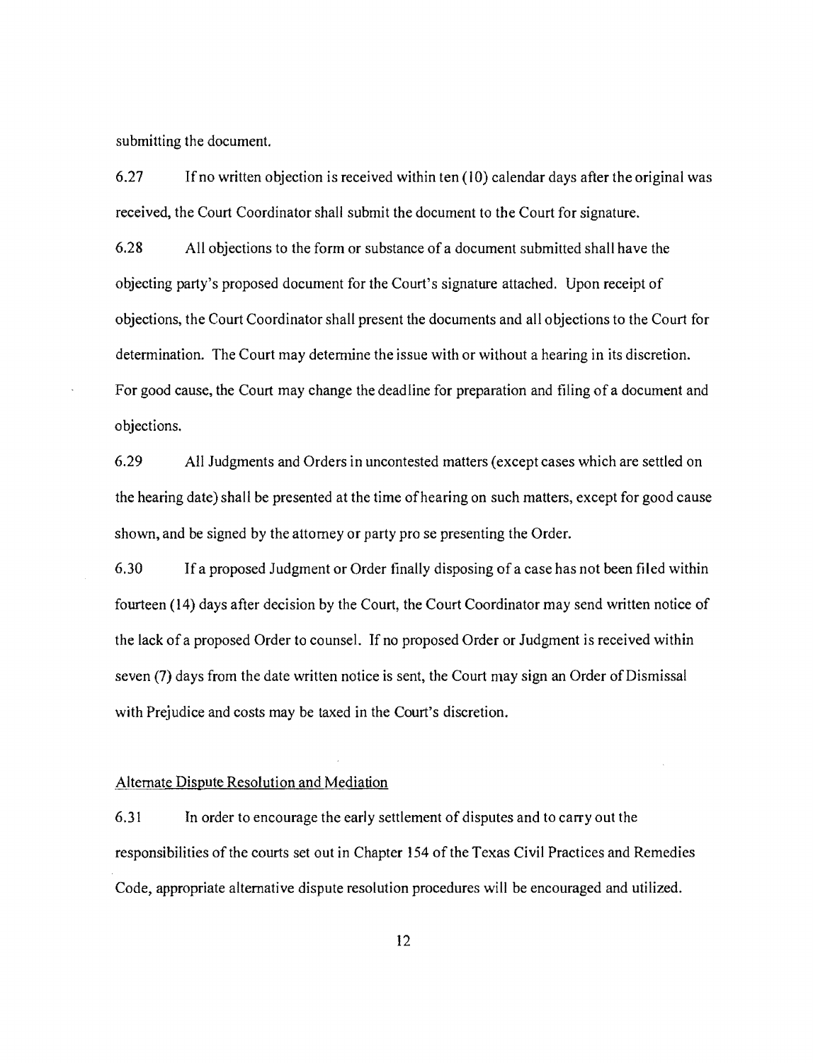submitting the document.

6.27 If no written objection is received within ten (10) calendar days after the original was received, the Court Coordinator shall submit the document to the Court for signature.

6.28 All objections to the form or substance of a document submitted shall have the objecting party's proposed document for the Court's signature attached. Upon receipt of objections, the Court Coordinator shall present the documents and all objections to the Court for determination. The Court may determine the issue with or without a hearing in its discretion. For good cause, the Court may change the deadline for preparation and filing of a document and objections.

6.29 All Judgments and Orders in uncontested matters (except cases which are settled on the hearing date) shall be presented at the time of hearing on such matters, except for good cause shown, and be signed by the attorney or party pro se presenting the Order.

6.30 If a proposed Judgment or Order finally disposing of a case has not been filed within fourteen (14) days after decision by the Court, the Court Coordinator may send written notice of the lack of a proposed Order to counsel. If no proposed Order or Judgment is received within seven (7) days from the date written notice is sent, the Court may sign an Order of Dismissal with Prejudice and costs may be taxed in the Court's discretion.

Alternate Dispute Resolution and Mediation

6.31 In order to encourage the early settlement of disputes and to carry out the responsibilities of the courts set out in Chapter 154 of the Texas Civil Practices and Remedies Code, appropriate alternative dispute resolution procedures will be encouraged and utilized.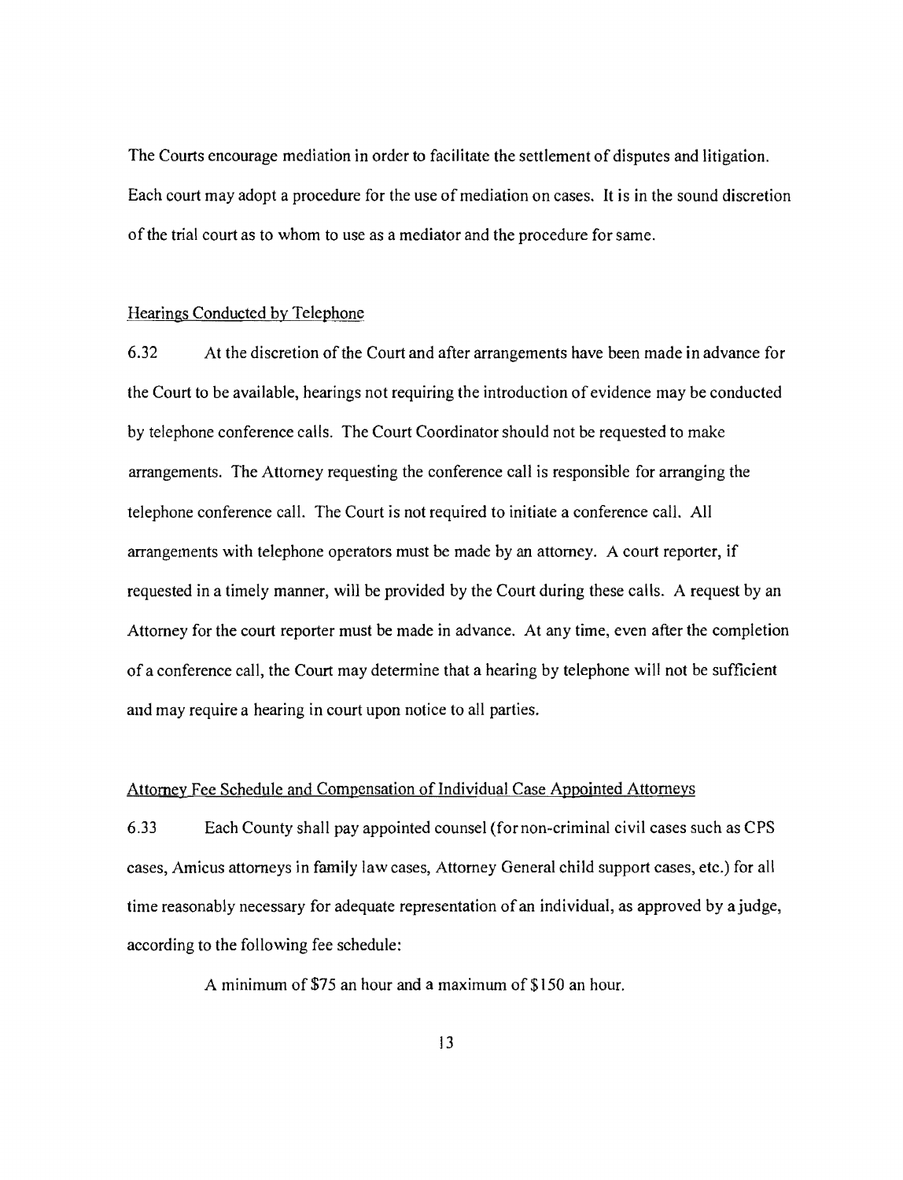The Courts encourage mediation in order to facilitate the settlement of disputes and litigation. Each court may adopt a procedure for the use of mediation on cases. It is in the sound discretion of the trial court as to whom to use as a mediator and the procedure for same.

## Hearings Conducted by Telephone

6.32 At the discretion of the Court and after arrangements have been made in advance for the Court to be available, hearings not requiring the introduction of evidence may be conducted by telephone conference calls. The Court Coordinator should not be requested to make arrangements. The Attorney requesting the conference call is responsible for arranging the telephone conference call. The Court is not required to initiate a conference call. All arrangements with telephone operators must be made by an attorney. A court reporter, if requested in a timely manner, will be provided by the Court during these calls. A request by an Attorney for the court reporter must be made in advance. At any time, even after the completion of a conference call, the Court may determine that a hearing by telephone will not be sufficient and may require a hearing in court upon notice to all parties.

## Attorney Fee Schedule and Compensation of Individual Case Appointed Attorneys

6.33 Each County shall pay appointed counsel (for non-criminal civil cases such as CPS cases, Amicus attorneys in family law cases, Attorney General child support cases, etc.) for all time reasonably necessary for adequate representation of an individual, as approved by a judge, according to the following fee schedule:

A minimum of $75 an hour and a maximum of $150 an hour.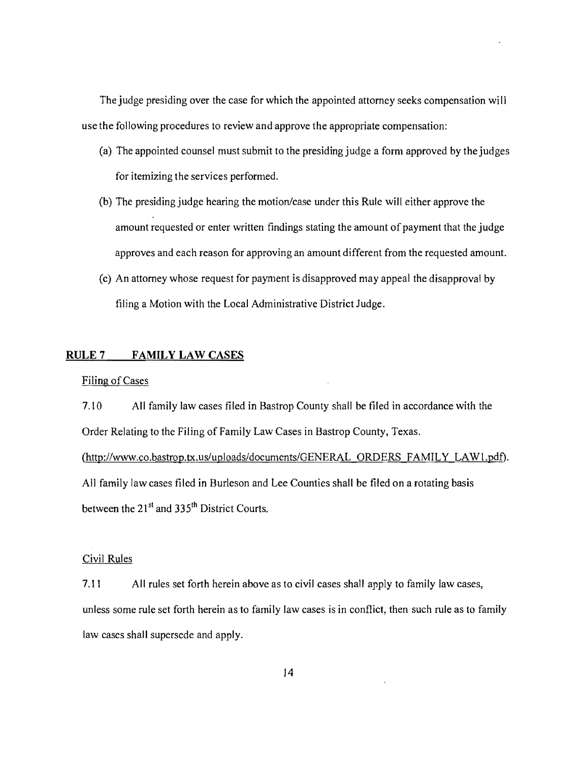The judge presiding over the case for which the appointed attorney seeks compensation will use the following procedures to review and approve the appropriate compensation:

(a) The appointed counsel must submit to the presiding judge a form approved by the judges for itemizing the services performed.

(b) The presiding judge hearing the motion/case under this Rule will either approve the amount requested or enter written findings stating the amount of payment that the judge approves and each reason for approving an amount different from the requested amount.

(c) An attorney whose request for payment is disapproved may appeal the disapproval by filing a Motion with the Local Administrative District Judge.

## RULE 7 FAMILY LAW CASES

Filing of Cases

7.10 All family law cases filed in Bastrop County shall be filed in accordance with the Order Relating to the Filing of Family Law Cases in Bastrop County, Texas. (http://www.co.bastrop.tx.us/uploads/documents/GENERAL_ORDERS_FAMILY_LAW1.pdf). All family law cases filed in Burleson and Lee Counties shall be filed on a rotating basis between the 21st and 335th District Courts.

Civil Rules

7.11 All rules set forth herein above as to civil cases shall apply to family law cases, unless some rule set forth herein as to family law cases is in conflict, then such rule as to family law cases shall supersede and apply.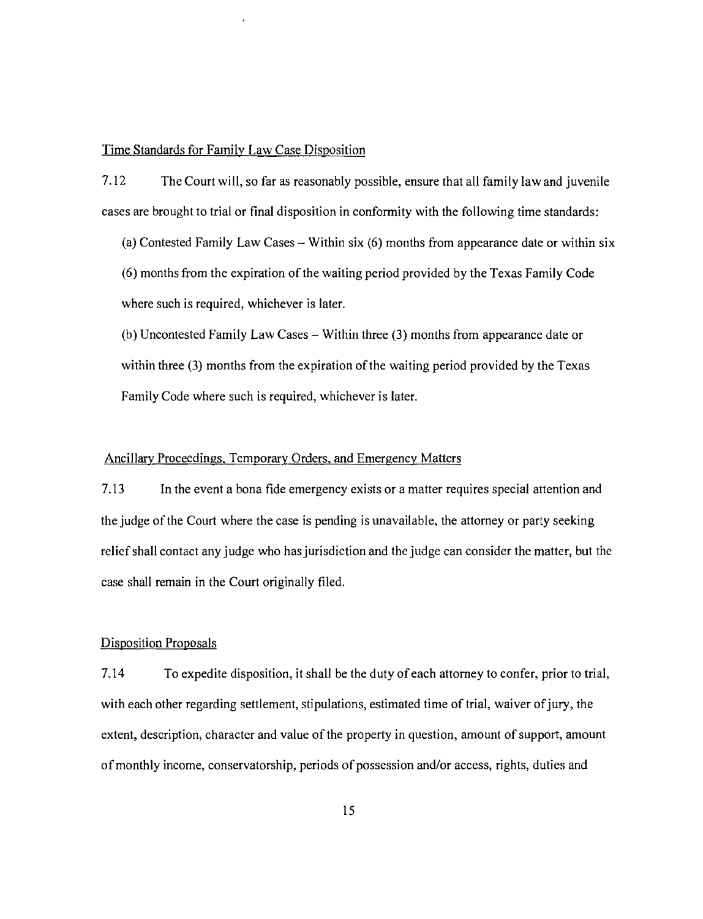Time Standards for Family Law Case Disposition

7.12 The Court will, so far as reasonably possible, ensure that all family law and juvenile cases are brought to trial or final disposition in conformity with the following time standards:

(a) Contested Family Law Cases – Within six (6) months from appearance date or within six (6) months from the expiration of the waiting period provided by the Texas Family Code where such is required, whichever is later.

(b) Uncontested Family Law Cases – Within three (3) months from appearance date or within three (3) months from the expiration of the waiting period provided by the Texas Family Code where such is required, whichever is later.

Ancillary Proceedings, Temporary Orders, and Emergency Matters

7.13 In the event a bona fide emergency exists or a matter requires special attention and the judge of the Court where the case is pending is unavailable, the attorney or party seeking relief shall contact any judge who has jurisdiction and the judge can consider the matter, but the case shall remain in the Court originally filed.

Disposition Proposals

7.14 To expedite disposition, it shall be the duty of each attorney to confer, prior to trial, with each other regarding settlement, stipulations, estimated time of trial, waiver of jury, the extent, description, character and value of the property in question, amount of support, amount of monthly income, conservatorship, periods of possession and/or access, rights, duties and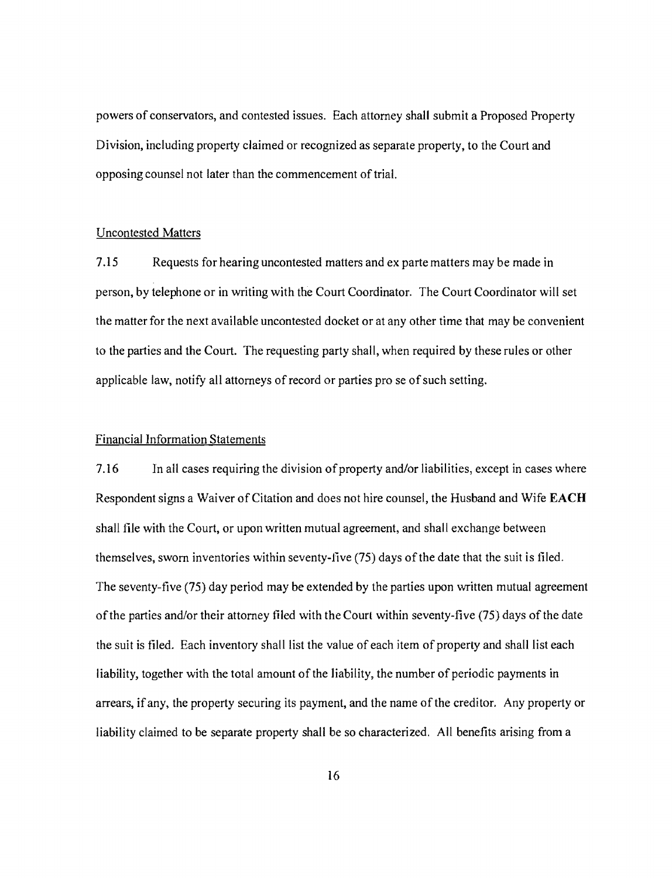powers of conservators, and contested issues. Each attorney shall submit a Proposed Property Division, including property claimed or recognized as separate property, to the Court and opposing counsel not later than the commencement of trial.

Uncontested Matters

7.15 Requests for hearing uncontested matters and ex parte matters may be made in person, by telephone or in writing with the Court Coordinator. The Court Coordinator will set the matter for the next available uncontested docket or at any other time that may be convenient to the parties and the Court. The requesting party shall, when required by these rules or other applicable law, notify all attorneys of record or parties pro se of such setting.

Financial Information Statements

7.16 In all cases requiring the division of property and/or liabilities, except in cases where Respondent signs a Waiver of Citation and does not hire counsel, the Husband and Wife **EACH** shall file with the Court, or upon written mutual agreement, and shall exchange between themselves, sworn inventories within seventy-five (75) days of the date that the suit is filed. The seventy-five (75) day period may be extended by the parties upon written mutual agreement of the parties and/or their attorney filed with the Court within seventy-five (75) days of the date the suit is filed. Each inventory shall list the value of each item of property and shall list each liability, together with the total amount of the liability, the number of periodic payments in arrears, if any, the property securing its payment, and the name of the creditor. Any property or liability claimed to be separate property shall be so characterized. All benefits arising from a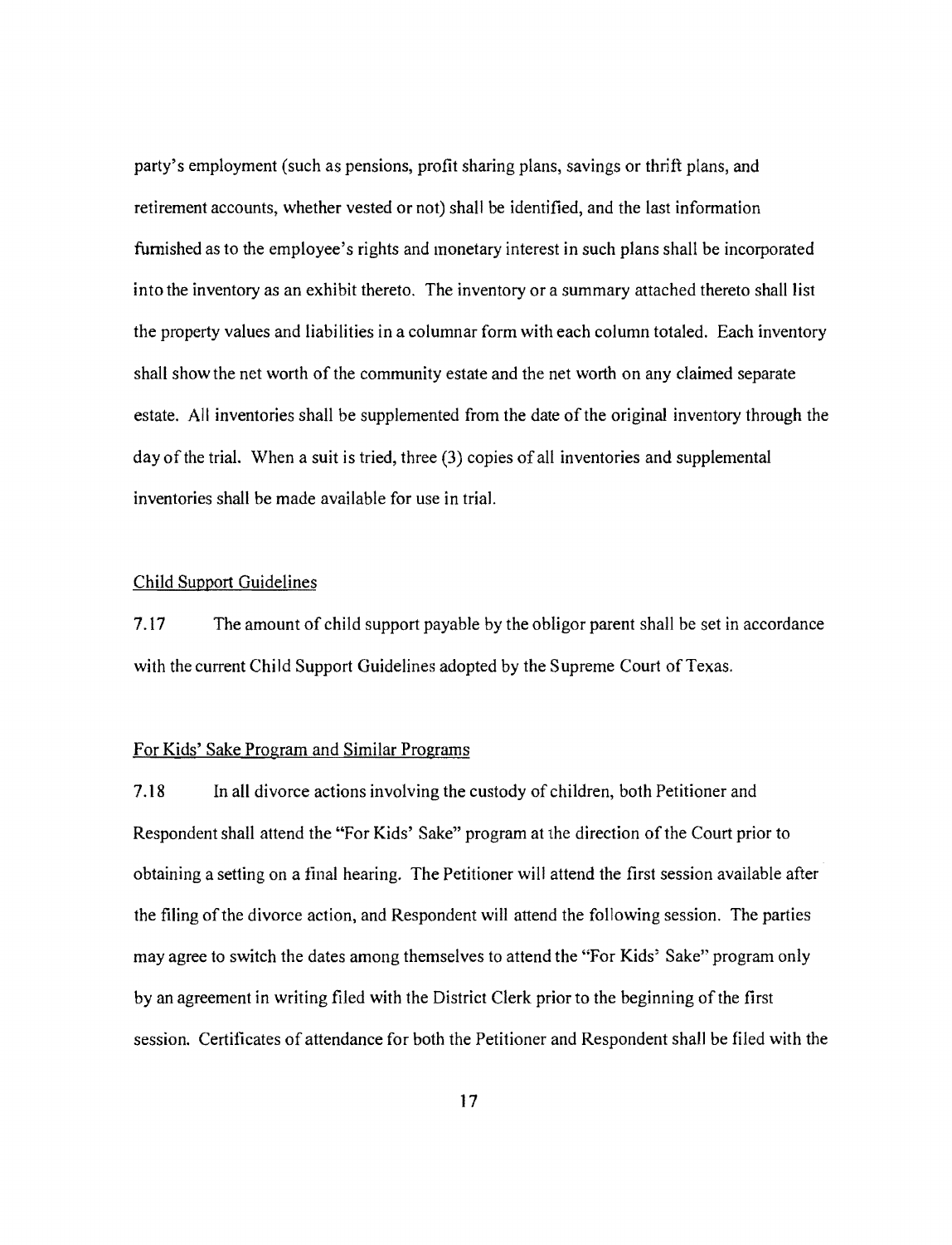party's employment (such as pensions, profit sharing plans, savings or thrift plans, and retirement accounts, whether vested or not) shall be identified, and the last information furnished as to the employee's rights and monetary interest in such plans shall be incorporated into the inventory as an exhibit thereto. The inventory or a summary attached thereto shall list the property values and liabilities in a columnar form with each column totaled. Each inventory shall show the net worth of the community estate and the net worth on any claimed separate estate. All inventories shall be supplemented from the date of the original inventory through the day of the trial. When a suit is tried, three (3) copies of all inventories and supplemental inventories shall be made available for use in trial.

Child Support Guidelines

7.17 The amount of child support payable by the obligor parent shall be set in accordance with the current Child Support Guidelines adopted by the Supreme Court of Texas.

For Kids' Sake Program and Similar Programs

7.18 In all divorce actions involving the custody of children, both Petitioner and Respondent shall attend the "For Kids' Sake" program at the direction of the Court prior to obtaining a setting on a final hearing. The Petitioner will attend the first session available after the filing of the divorce action, and Respondent will attend the following session. The parties may agree to switch the dates among themselves to attend the "For Kids' Sake" program only by an agreement in writing filed with the District Clerk prior to the beginning of the first session. Certificates of attendance for both the Petitioner and Respondent shall be filed with the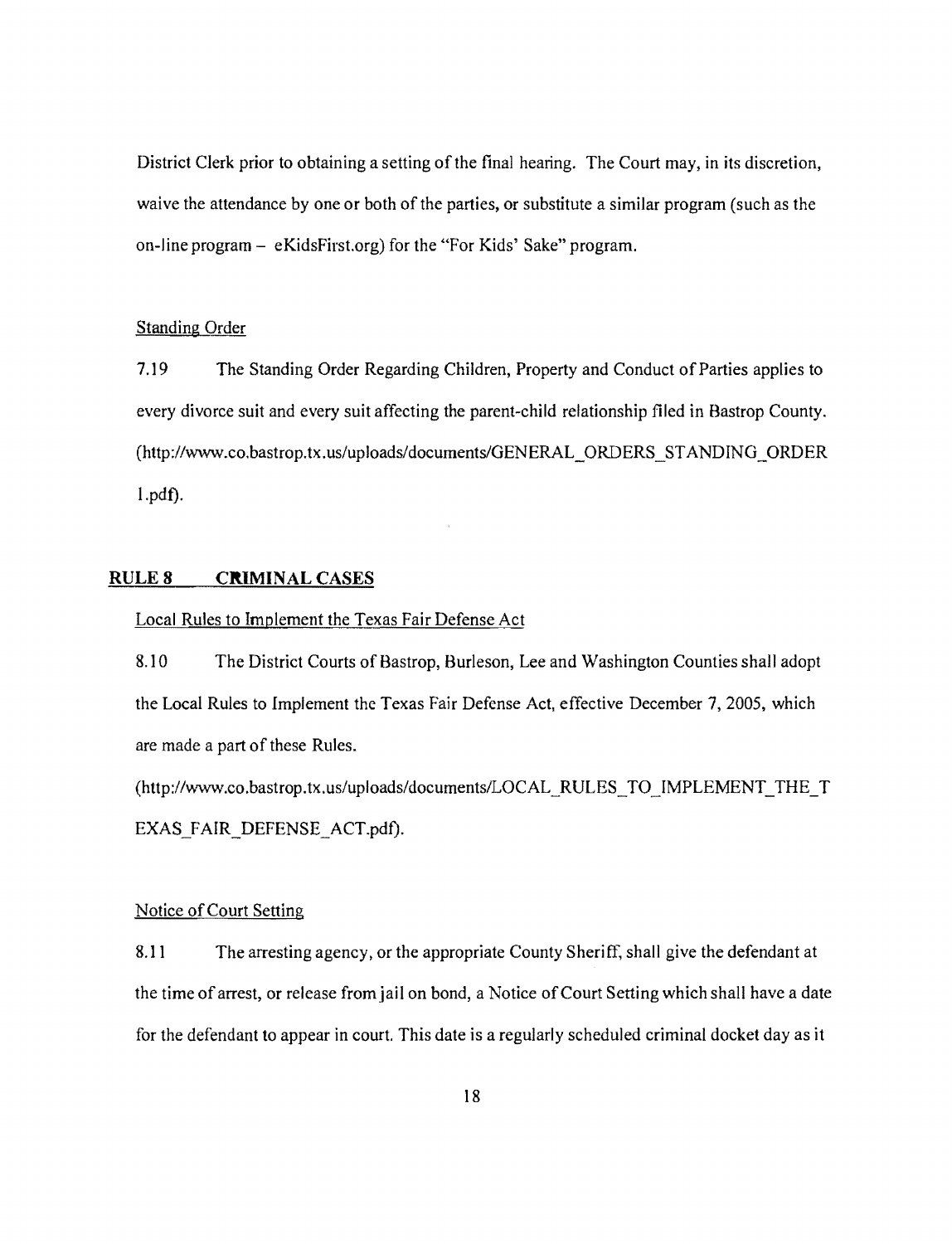District Clerk prior to obtaining a setting of the final hearing. The Court may, in its discretion, waive the attendance by one or both of the parties, or substitute a similar program (such as the on-line program – eKidsFirst.org) for the "For Kids' Sake" program.

<u>Standing Order</u>

7.19 The Standing Order Regarding Children, Property and Conduct of Parties applies to every divorce suit and every suit affecting the parent-child relationship filed in Bastrop County. (http://www.co.bastrop.tx.us/uploads/documents/GENERAL_ORDERS_STANDING_ORDER 1.pdf).

## RULE 8 CRIMINAL CASES

<u>Local Rules to Implement the Texas Fair Defense Act</u>

8.10 The District Courts of Bastrop, Burleson, Lee and Washington Counties shall adopt the Local Rules to Implement the Texas Fair Defense Act, effective December 7, 2005, which are made a part of these Rules. (http://www.co.bastrop.tx.us/uploads/documents/LOCAL_RULES_TO_IMPLEMENT_THE_T EXAS_FAIR_DEFENSE_ACT.pdf).

<u>Notice of Court Setting</u>

8.11 The arresting agency, or the appropriate County Sheriff, shall give the defendant at the time of arrest, or release from jail on bond, a Notice of Court Setting which shall have a date for the defendant to appear in court. This date is a regularly scheduled criminal docket day as it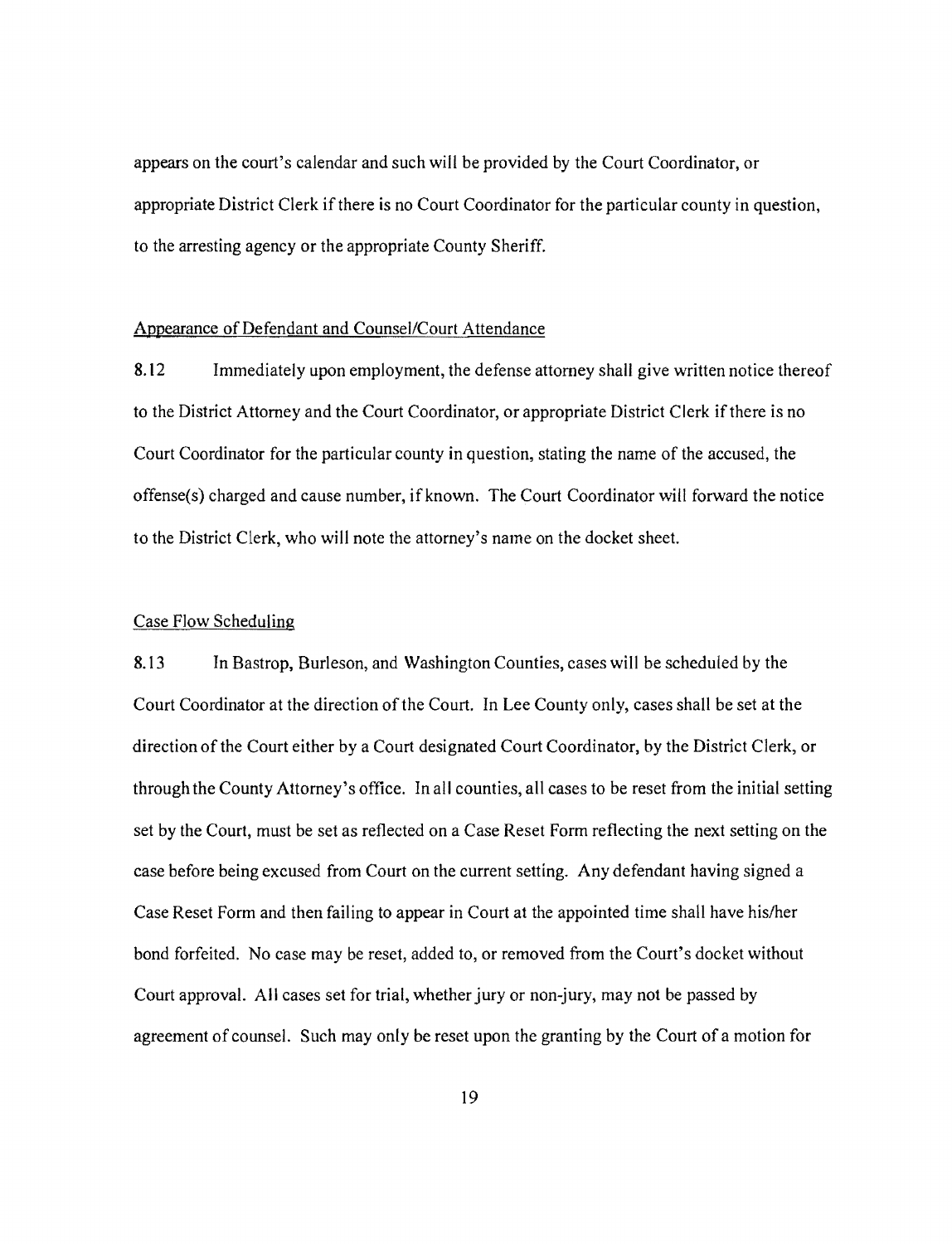appears on the court's calendar and such will be provided by the Court Coordinator, or appropriate District Clerk if there is no Court Coordinator for the particular county in question, to the arresting agency or the appropriate County Sheriff.

Appearance of Defendant and Counsel/Court Attendance

8.12 Immediately upon employment, the defense attorney shall give written notice thereof to the District Attorney and the Court Coordinator, or appropriate District Clerk if there is no Court Coordinator for the particular county in question, stating the name of the accused, the offense(s) charged and cause number, if known. The Court Coordinator will forward the notice to the District Clerk, who will note the attorney's name on the docket sheet.

Case Flow Scheduling

8.13 In Bastrop, Burleson, and Washington Counties, cases will be scheduled by the Court Coordinator at the direction of the Court. In Lee County only, cases shall be set at the direction of the Court either by a Court designated Court Coordinator, by the District Clerk, or through the County Attorney's office. In all counties, all cases to be reset from the initial setting set by the Court, must be set as reflected on a Case Reset Form reflecting the next setting on the case before being excused from Court on the current setting. Any defendant having signed a Case Reset Form and then failing to appear in Court at the appointed time shall have his/her bond forfeited. No case may be reset, added to, or removed from the Court's docket without Court approval. All cases set for trial, whether jury or non-jury, may not be passed by agreement of counsel. Such may only be reset upon the granting by the Court of a motion for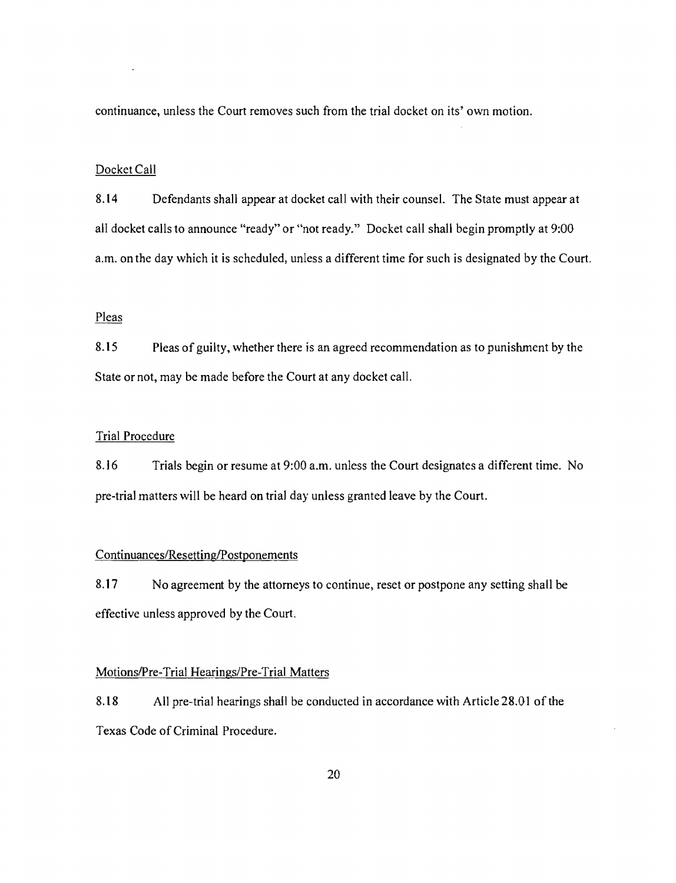continuance, unless the Court removes such from the trial docket on its' own motion.

Docket Call

8.14 Defendants shall appear at docket call with their counsel. The State must appear at all docket calls to announce "ready" or "not ready." Docket call shall begin promptly at 9:00 a.m. on the day which it is scheduled, unless a different time for such is designated by the Court.

Pleas

8.15 Pleas of guilty, whether there is an agreed recommendation as to punishment by the State or not, may be made before the Court at any docket call.

Trial Procedure

8.16 Trials begin or resume at 9:00 a.m. unless the Court designates a different time. No pre-trial matters will be heard on trial day unless granted leave by the Court.

Continuances/Resetting/Postponements

8.17 No agreement by the attorneys to continue, reset or postpone any setting shall be effective unless approved by the Court.

Motions/Pre-Trial Hearings/Pre-Trial Matters

8.18 All pre-trial hearings shall be conducted in accordance with Article 28.01 of the Texas Code of Criminal Procedure.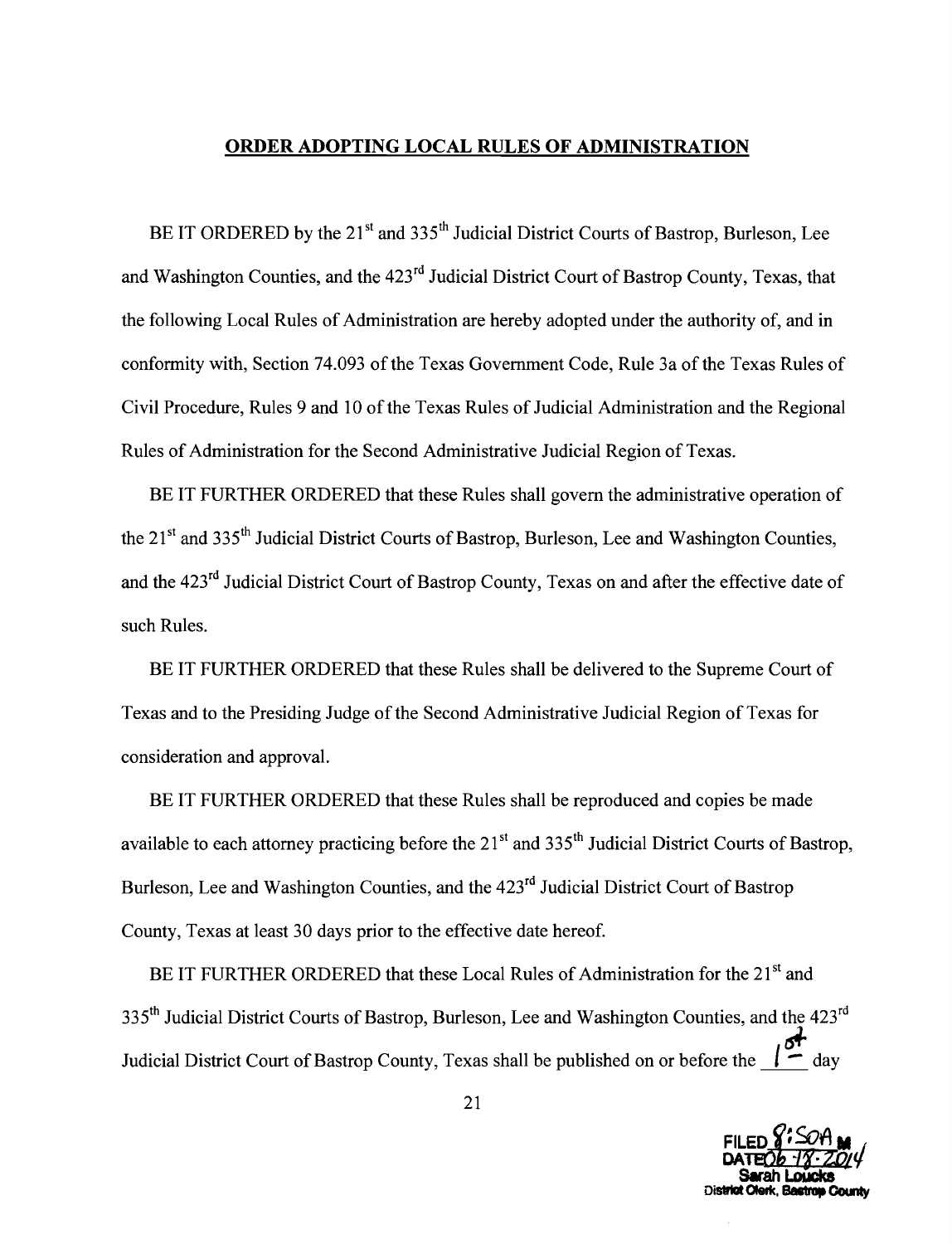## ORDER ADOPTING LOCAL RULES OF ADMINISTRATION

BE IT ORDERED by the 21st and 335th Judicial District Courts of Bastrop, Burleson, Lee and Washington Counties, and the 423rd Judicial District Court of Bastrop County, Texas, that the following Local Rules of Administration are hereby adopted under the authority of, and in conformity with, Section 74.093 of the Texas Government Code, Rule 3a of the Texas Rules of Civil Procedure, Rules 9 and 10 of the Texas Rules of Judicial Administration and the Regional Rules of Administration for the Second Administrative Judicial Region of Texas.

BE IT FURTHER ORDERED that these Rules shall govern the administrative operation of the 21st and 335th Judicial District Courts of Bastrop, Burleson, Lee and Washington Counties, and the 423rd Judicial District Court of Bastrop County, Texas on and after the effective date of such Rules.

BE IT FURTHER ORDERED that these Rules shall be delivered to the Supreme Court of Texas and to the Presiding Judge of the Second Administrative Judicial Region of Texas for consideration and approval.

BE IT FURTHER ORDERED that these Rules shall be reproduced and copies be made available to each attorney practicing before the 21st and 335th Judicial District Courts of Bastrop, Burleson, Lee and Washington Counties, and the 423rd Judicial District Court of Bastrop County, Texas at least 30 days prior to the effective date hereof.

BE IT FURTHER ORDERED that these Local Rules of Administration for the 21st and 335th Judicial District Courts of Bastrop, Burleson, Lee and Washington Counties, and the 423rd Judicial District Court of Bastrop County, Texas shall be published on or before the 1st day

FILED 8:50A M
DATE 06-18-2014
Sarah Loucks
District Clerk, Bastrop County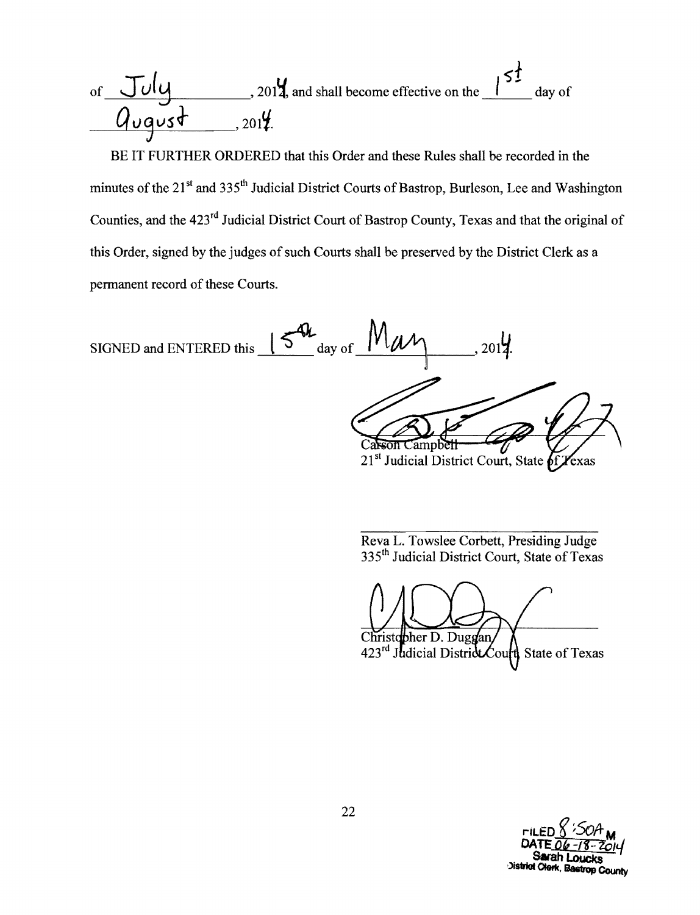of July, 2014, and shall become effective on the 1st day of August, 2014.

BE IT FURTHER ORDERED that this Order and these Rules shall be recorded in the minutes of the 21st and 335th Judicial District Courts of Bastrop, Burleson, Lee and Washington Counties, and the 423rd Judicial District Court of Bastrop County, Texas and that the original of this Order, signed by the judges of such Courts shall be preserved by the District Clerk as a permanent record of these Courts.

SIGNED and ENTERED this 15th day of May, 2014.

Carson Campbell
21st Judicial District Court, State of Texas

Reva L. Towslee Corbett, Presiding Judge
335th Judicial District Court, State of Texas

Christopher D. Duggan
423rd Judicial District Court, State of Texas

FILED 8:50A M
DATE 06-18-2014
Sarah Loucks
District Clerk, Bastrop County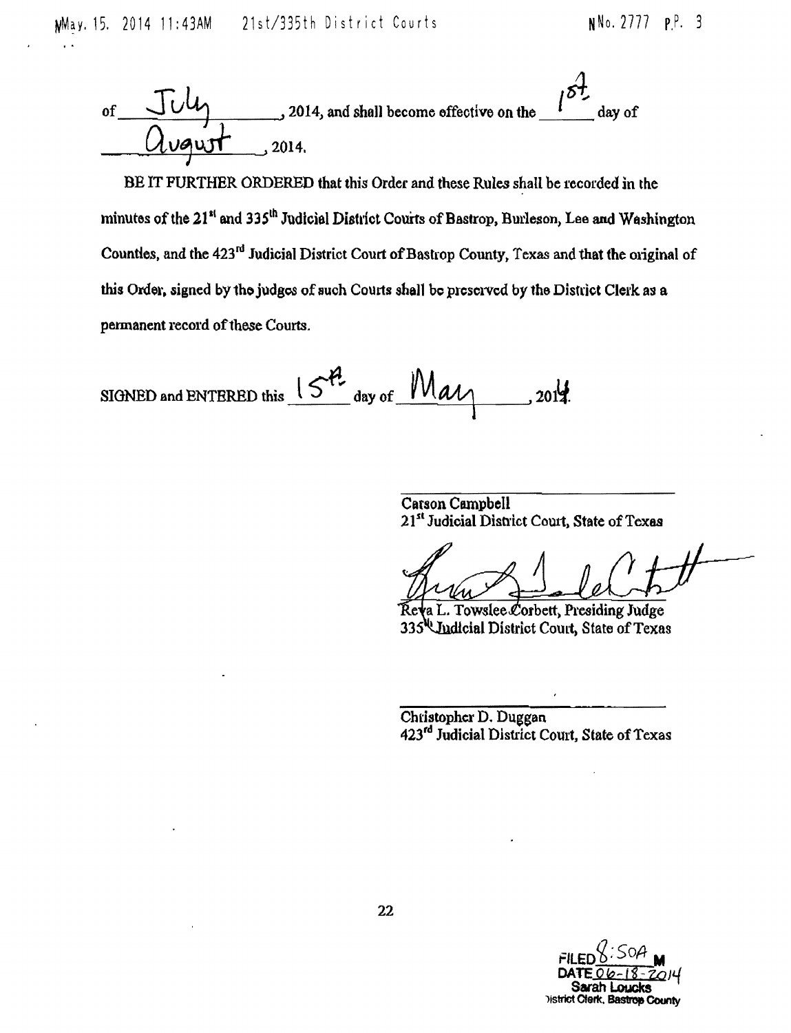of July, 2014, and shall become effective on the 1st day of August, 2014.

BE IT FURTHER ORDERED that this Order and these Rules shall be recorded in the minutes of the 21st and 335th Judicial District Courts of Bastrop, Burleson, Lee and Washington Counties, and the 423rd Judicial District Court of Bastrop County, Texas and that the original of this Order, signed by the judges of such Courts shall be preserved by the District Clerk as a permanent record of these Courts.

SIGNED and ENTERED this 15th day of May, 2014.

Carson Campbell
21st Judicial District Court, State of Texas

Reva L. Towslee Corbett, Presiding Judge
335th Judicial District Court, State of Texas

Christopher D. Duggan
423rd Judicial District Court, State of Texas

FILED 8:50A M
DATE 06-18-2014
Sarah Loucks
District Clerk, Bastrop County